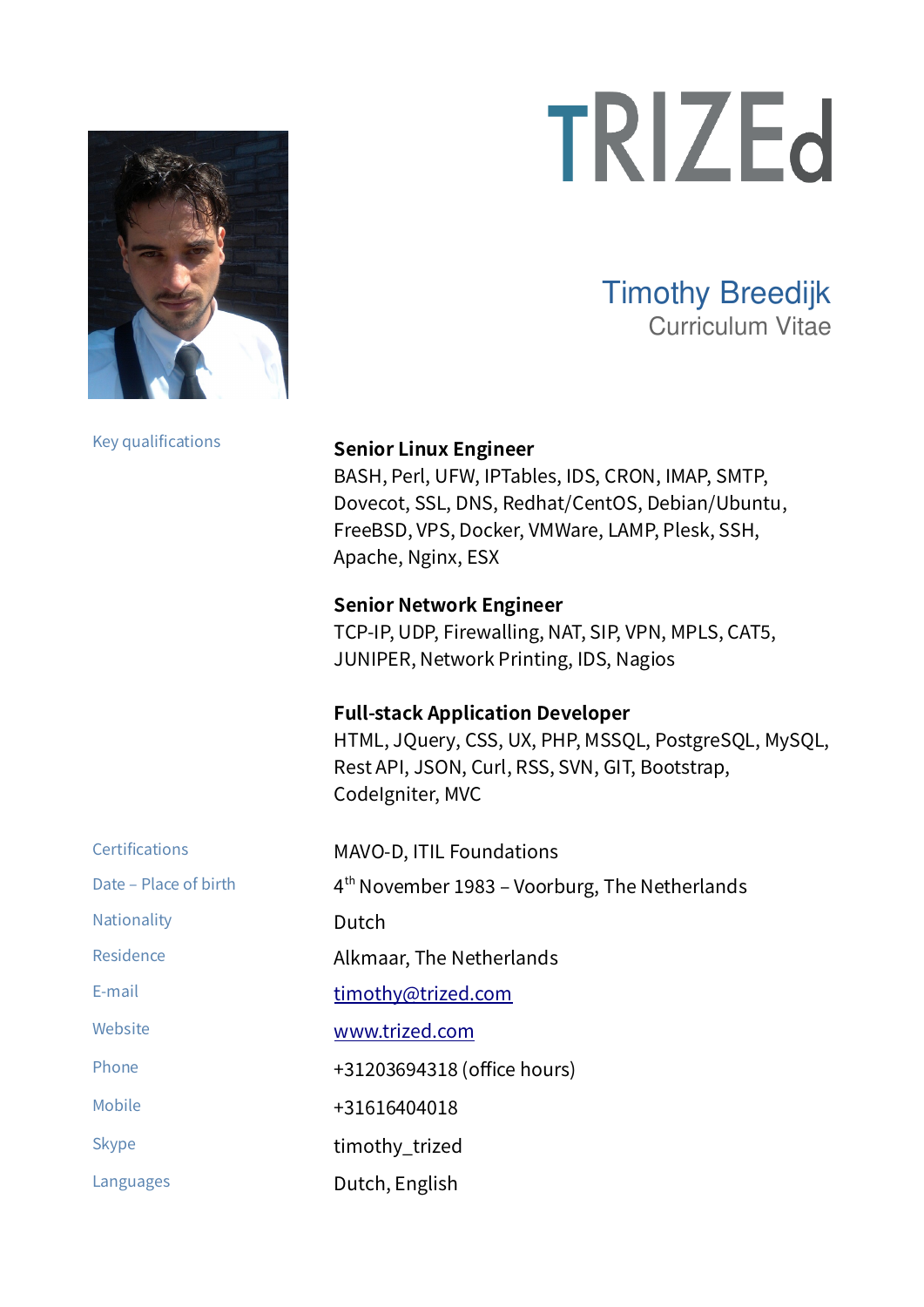# TRIZEd

## Timothy Breedijk

Curriculum Vitae

| | |
|---|---|
| Key qualifications | **Senior Linux Engineer**<br>BASH, Perl, UFW, IPTables, IDS, CRON, IMAP, SMTP, Dovecot, SSL, DNS, Redhat/CentOS, Debian/Ubuntu, FreeBSD, VPS, Docker, VMWare, LAMP, Plesk, SSH, Apache, Nginx, ESX<br><br>**Senior Network Engineer**<br>TCP-IP, UDP, Firewalling, NAT, SIP, VPN, MPLS, CAT5, JUNIPER, Network Printing, IDS, Nagios<br><br>**Full-stack Application Developer**<br>HTML, JQuery, CSS, UX, PHP, MSSQL, PostgreSQL, MySQL, Rest API, JSON, Curl, RSS, SVN, GIT, Bootstrap, CodeIgniter, MVC |
| Certifications | MAVO-D, ITIL Foundations |
| Date – Place of birth | 4th November 1983 – Voorburg, The Netherlands |
| Nationality | Dutch |
| Residence | Alkmaar, The Netherlands |
| E-mail | timothy@trized.com |
| Website | www.trized.com |
| Phone | +31203694318 (office hours) |
| Mobile | +31616404018 |
| Skype | timothy_trized |
| Languages | Dutch, English |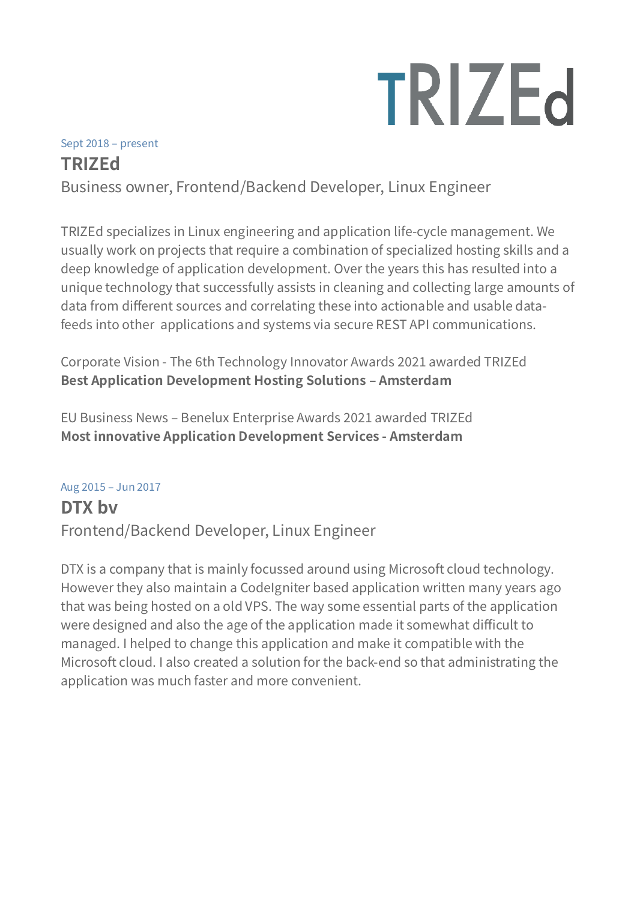TRIZEd

Sept 2018 – present

## TRIZEd

Business owner, Frontend/Backend Developer, Linux Engineer

TRIZEd specializes in Linux engineering and application life-cycle management. We usually work on projects that require a combination of specialized hosting skills and a deep knowledge of application development. Over the years this has resulted into a unique technology that successfully assists in cleaning and collecting large amounts of data from different sources and correlating these into actionable and usable data-feeds into other applications and systems via secure REST API communications.

Corporate Vision - The 6th Technology Innovator Awards 2021 awarded TRIZEd
**Best Application Development Hosting Solutions – Amsterdam**

EU Business News – Benelux Enterprise Awards 2021 awarded TRIZEd
**Most innovative Application Development Services - Amsterdam**

Aug 2015 – Jun 2017

## DTX bv

Frontend/Backend Developer, Linux Engineer

DTX is a company that is mainly focussed around using Microsoft cloud technology. However they also maintain a CodeIgniter based application written many years ago that was being hosted on a old VPS. The way some essential parts of the application were designed and also the age of the application made it somewhat difficult to managed. I helped to change this application and make it compatible with the Microsoft cloud. I also created a solution for the back-end so that administrating the application was much faster and more convenient.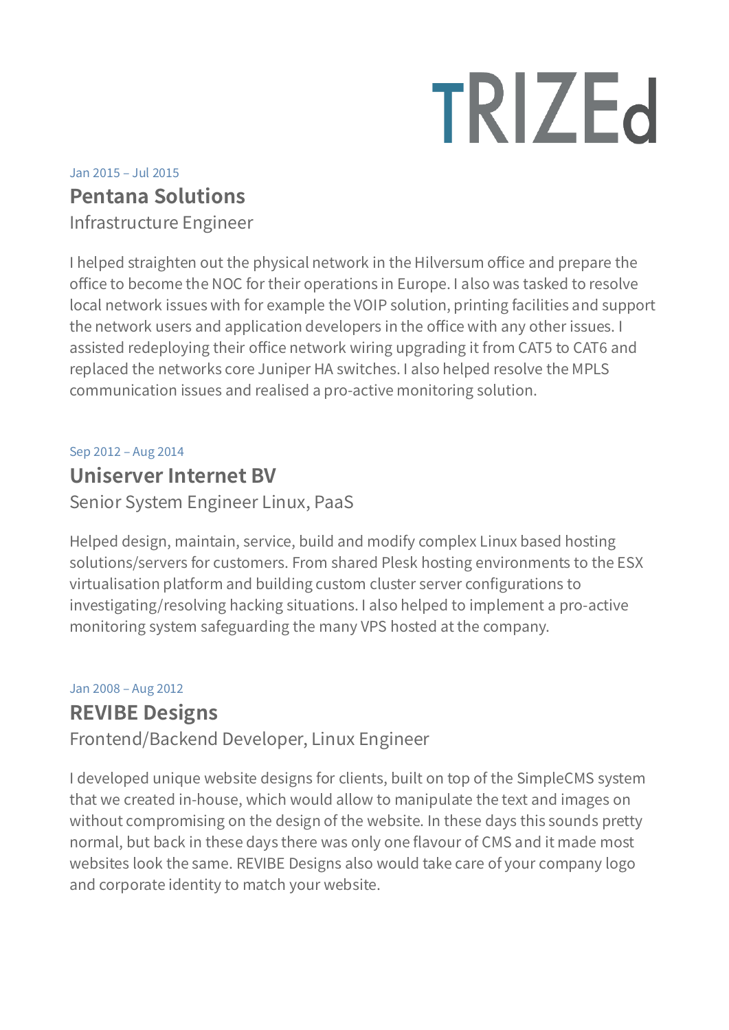# TRIZEd

Jan 2015 – Jul 2015

## Pentana Solutions

Infrastructure Engineer

I helped straighten out the physical network in the Hilversum office and prepare the office to become the NOC for their operations in Europe. I also was tasked to resolve local network issues with for example the VOIP solution, printing facilities and support the network users and application developers in the office with any other issues. I assisted redeploying their office network wiring upgrading it from CAT5 to CAT6 and replaced the networks core Juniper HA switches. I also helped resolve the MPLS communication issues and realised a pro-active monitoring solution.

Sep 2012 – Aug 2014

## Uniserver Internet BV

Senior System Engineer Linux, PaaS

Helped design, maintain, service, build and modify complex Linux based hosting solutions/servers for customers. From shared Plesk hosting environments to the ESX virtualisation platform and building custom cluster server configurations to investigating/resolving hacking situations. I also helped to implement a pro-active monitoring system safeguarding the many VPS hosted at the company.

Jan 2008 – Aug 2012

## REVIBE Designs

Frontend/Backend Developer, Linux Engineer

I developed unique website designs for clients, built on top of the SimpleCMS system that we created in-house, which would allow to manipulate the text and images on without compromising on the design of the website. In these days this sounds pretty normal, but back in these days there was only one flavour of CMS and it made most websites look the same. REVIBE Designs also would take care of your company logo and corporate identity to match your website.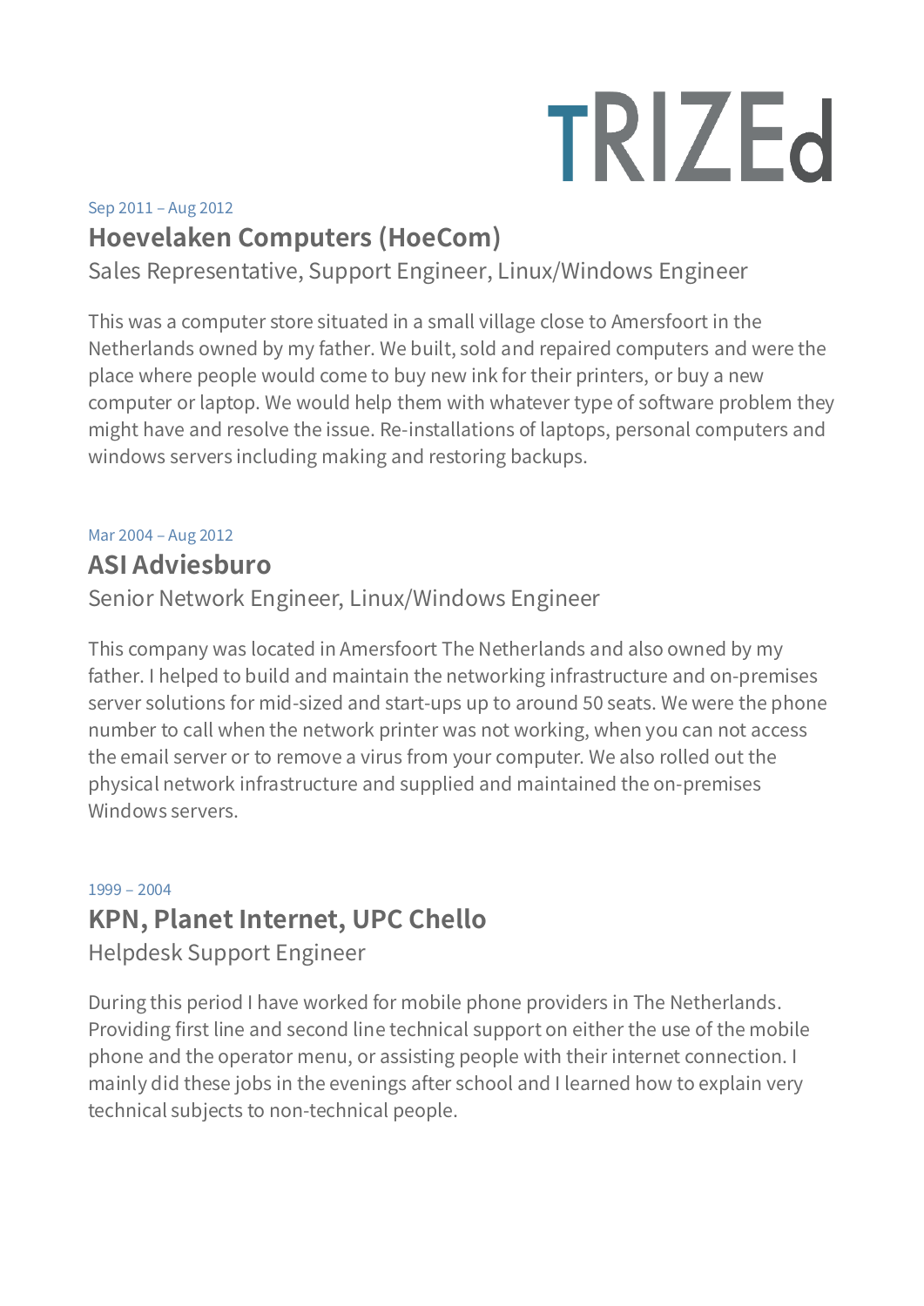Sep 2011 – Aug 2012

## Hoevelaken Computers (HoeCom)

Sales Representative, Support Engineer, Linux/Windows Engineer

This was a computer store situated in a small village close to Amersfoort in the Netherlands owned by my father. We built, sold and repaired computers and were the place where people would come to buy new ink for their printers, or buy a new computer or laptop. We would help them with whatever type of software problem they might have and resolve the issue. Re-installations of laptops, personal computers and windows servers including making and restoring backups.

Mar 2004 – Aug 2012

## ASI Adviesburo

Senior Network Engineer, Linux/Windows Engineer

This company was located in Amersfoort The Netherlands and also owned by my father. I helped to build and maintain the networking infrastructure and on-premises server solutions for mid-sized and start-ups up to around 50 seats. We were the phone number to call when the network printer was not working, when you can not access the email server or to remove a virus from your computer. We also rolled out the physical network infrastructure and supplied and maintained the on-premises Windows servers.

1999 – 2004

## KPN, Planet Internet, UPC Chello

Helpdesk Support Engineer

During this period I have worked for mobile phone providers in The Netherlands. Providing first line and second line technical support on either the use of the mobile phone and the operator menu, or assisting people with their internet connection. I mainly did these jobs in the evenings after school and I learned how to explain very technical subjects to non-technical people.